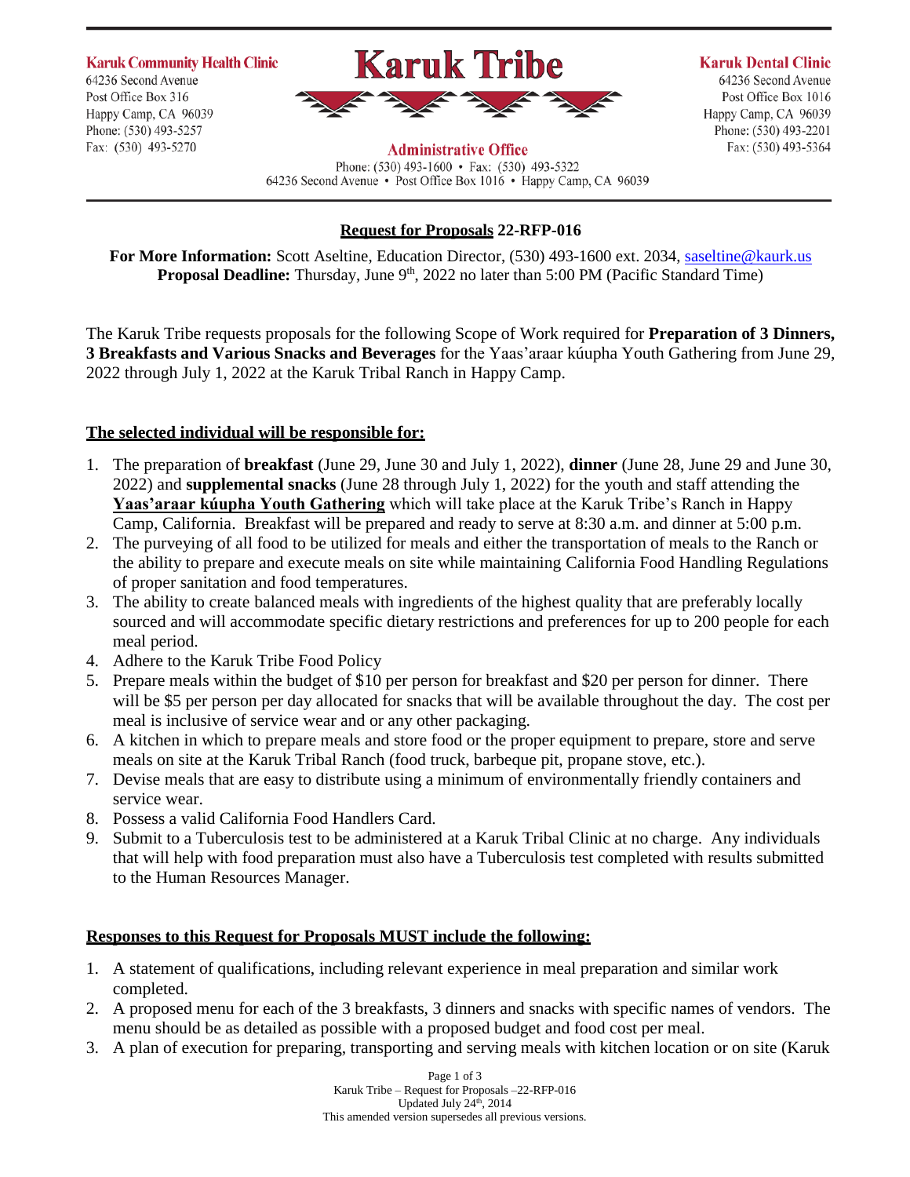**Karuk Community Health Clinic**
64236 Second Avenue
Post Office Box 316
Happy Camp, CA 96039
Phone: (530) 493-5257
Fax: (530) 493-5270

# Karuk Tribe

**Administrative Office**
Phone: (530) 493-1600 • Fax: (530) 493-5322
64236 Second Avenue • Post Office Box 1016 • Happy Camp, CA 96039

**Karuk Dental Clinic**
64236 Second Avenue
Post Office Box 1016
Happy Camp, CA 96039
Phone: (530) 493-2201
Fax: (530) 493-5364

## Request for Proposals 22-RFP-016

**For More Information:** Scott Aseltine, Education Director, (530) 493-1600 ext. 2034, saseltine@kaurk.us
**Proposal Deadline:** Thursday, June 9th, 2022 no later than 5:00 PM (Pacific Standard Time)

The Karuk Tribe requests proposals for the following Scope of Work required for **Preparation of 3 Dinners, 3 Breakfasts and Various Snacks and Beverages** for the Yaas'araar kúupha Youth Gathering from June 29, 2022 through July 1, 2022 at the Karuk Tribal Ranch in Happy Camp.

### The selected individual will be responsible for:

1. The preparation of **breakfast** (June 29, June 30 and July 1, 2022), **dinner** (June 28, June 29 and June 30, 2022) and **supplemental snacks** (June 28 through July 1, 2022) for the youth and staff attending the **Yaas'araar kúupha Youth Gathering** which will take place at the Karuk Tribe's Ranch in Happy Camp, California. Breakfast will be prepared and ready to serve at 8:30 a.m. and dinner at 5:00 p.m.
2. The purveying of all food to be utilized for meals and either the transportation of meals to the Ranch or the ability to prepare and execute meals on site while maintaining California Food Handling Regulations of proper sanitation and food temperatures.
3. The ability to create balanced meals with ingredients of the highest quality that are preferably locally sourced and will accommodate specific dietary restrictions and preferences for up to 200 people for each meal period.
4. Adhere to the Karuk Tribe Food Policy
5. Prepare meals within the budget of $10 per person for breakfast and $20 per person for dinner. There will be $5 per person per day allocated for snacks that will be available throughout the day. The cost per meal is inclusive of service wear and or any other packaging.
6. A kitchen in which to prepare meals and store food or the proper equipment to prepare, store and serve meals on site at the Karuk Tribal Ranch (food truck, barbeque pit, propane stove, etc.).
7. Devise meals that are easy to distribute using a minimum of environmentally friendly containers and service wear.
8. Possess a valid California Food Handlers Card.
9. Submit to a Tuberculosis test to be administered at a Karuk Tribal Clinic at no charge. Any individuals that will help with food preparation must also have a Tuberculosis test completed with results submitted to the Human Resources Manager.

### Responses to this Request for Proposals MUST include the following:

1. A statement of qualifications, including relevant experience in meal preparation and similar work completed.
2. A proposed menu for each of the 3 breakfasts, 3 dinners and snacks with specific names of vendors. The menu should be as detailed as possible with a proposed budget and food cost per meal.
3. A plan of execution for preparing, transporting and serving meals with kitchen location or on site (Karuk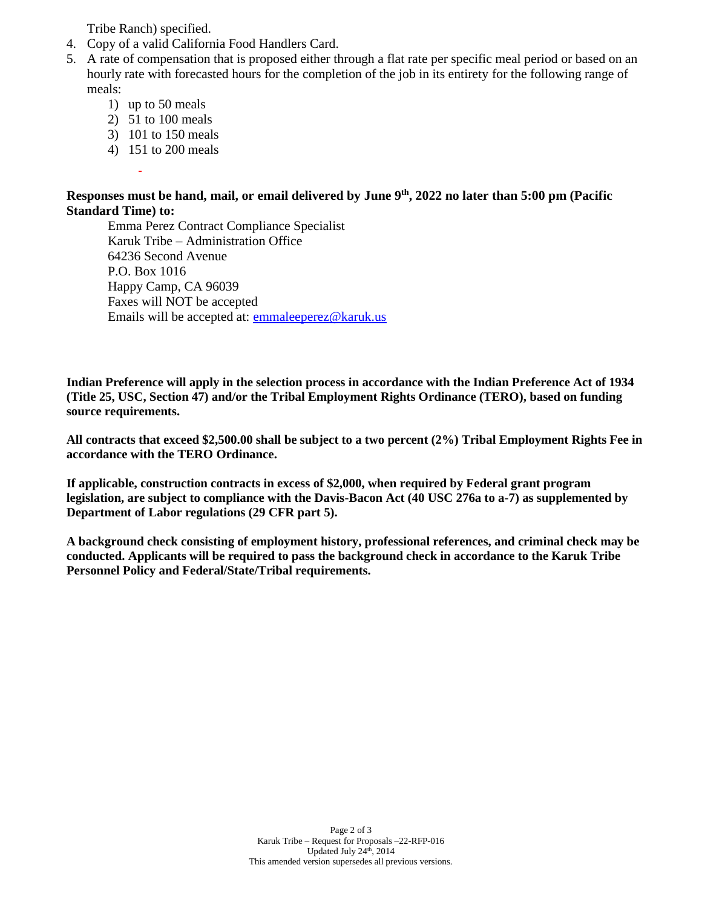Tribe Ranch) specified.

4. Copy of a valid California Food Handlers Card.
5. A rate of compensation that is proposed either through a flat rate per specific meal period or based on an hourly rate with forecasted hours for the completion of the job in its entirety for the following range of meals:
    1) up to 50 meals
    2) 51 to 100 meals
    3) 101 to 150 meals
    4) 151 to 200 meals

**Responses must be hand, mail, or email delivered by June 9th, 2022 no later than 5:00 pm (Pacific Standard Time) to:**

Emma Perez Contract Compliance Specialist
Karuk Tribe – Administration Office
64236 Second Avenue
P.O. Box 1016
Happy Camp, CA 96039
Faxes will NOT be accepted
Emails will be accepted at: emmaleeperez@karuk.us

**Indian Preference will apply in the selection process in accordance with the Indian Preference Act of 1934 (Title 25, USC, Section 47) and/or the Tribal Employment Rights Ordinance (TERO), based on funding source requirements.**

**All contracts that exceed $2,500.00 shall be subject to a two percent (2%) Tribal Employment Rights Fee in accordance with the TERO Ordinance.**

**If applicable, construction contracts in excess of $2,000, when required by Federal grant program legislation, are subject to compliance with the Davis-Bacon Act (40 USC 276a to a-7) as supplemented by Department of Labor regulations (29 CFR part 5).**

**A background check consisting of employment history, professional references, and criminal check may be conducted. Applicants will be required to pass the background check in accordance to the Karuk Tribe Personnel Policy and Federal/State/Tribal requirements.**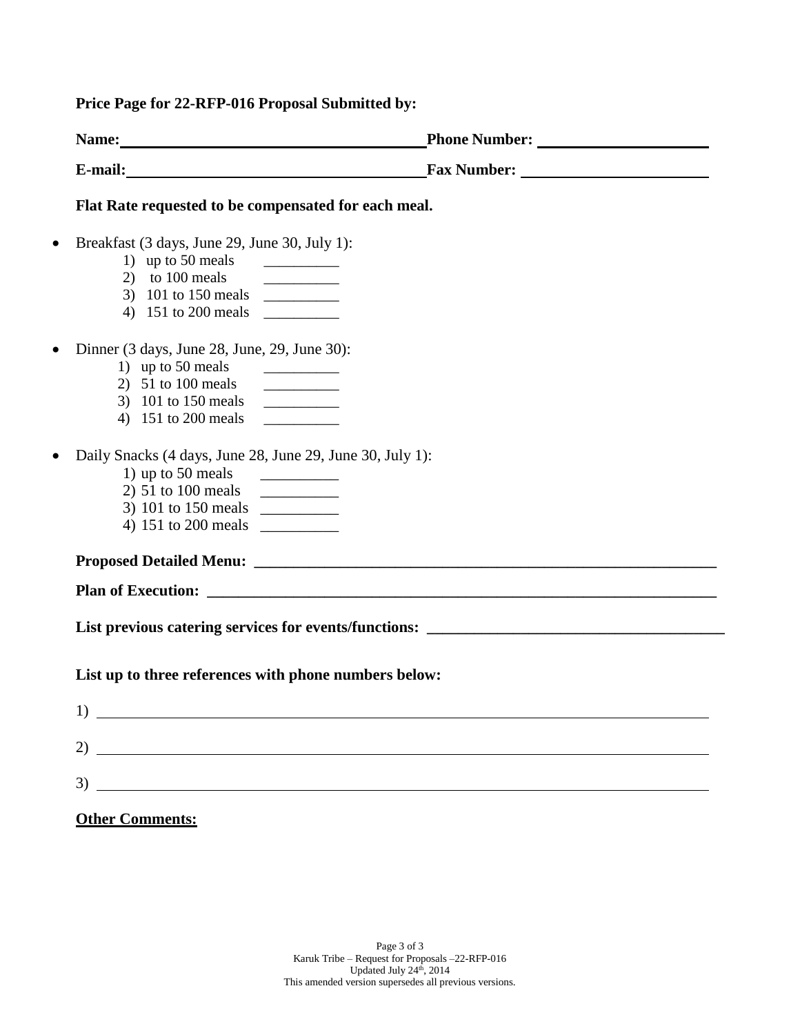**Price Page for 22-RFP-016 Proposal Submitted by:**

**Name:** ______________________________ **Phone Number:** ____________________

**E-mail:** ______________________________ **Fax Number:** ____________________

**Flat Rate requested to be compensated for each meal.**

- Breakfast (3 days, June 29, June 30, July 1):
  1) up to 50 meals __________
  2) to 100 meals __________
  3) 101 to 150 meals __________
  4) 151 to 200 meals __________

- Dinner (3 days, June 28, June, 29, June 30):
  1) up to 50 meals __________
  2) 51 to 100 meals __________
  3) 101 to 150 meals __________
  4) 151 to 200 meals __________

- Daily Snacks (4 days, June 28, June 29, June 30, July 1):
  1) up to 50 meals __________
  2) 51 to 100 meals __________
  3) 101 to 150 meals __________
  4) 151 to 200 meals __________

**Proposed Detailed Menu:** ____________________________________________

**Plan of Execution:** ____________________________________________

**List previous catering services for events/functions:** ____________________________

**List up to three references with phone numbers below:**

1) ____________________________________________

2) ____________________________________________

3) ____________________________________________

**Other Comments:**

Karuk Tribe – Request for Proposals –22-RFP-016
Updated July 24th, 2014
This amended version supersedes all previous versions.